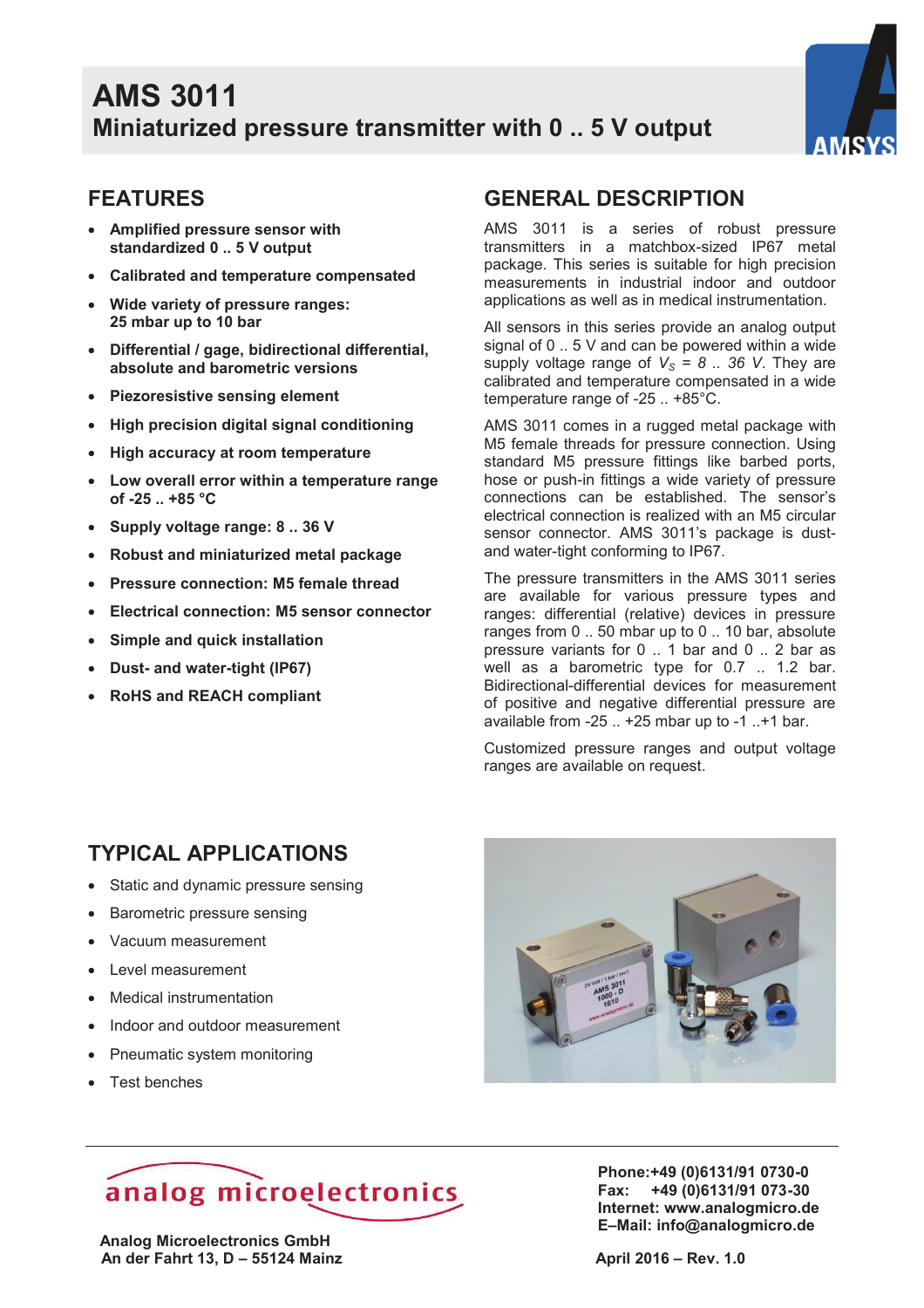# AMS 3011

## Miniaturized pressure transmitter with 0 .. 5 V output

## FEATURES

- **Amplified pressure sensor with standardized 0 .. 5 V output**
- **Calibrated and temperature compensated**
- **Wide variety of pressure ranges: 25 mbar up to 10 bar**
- **Differential / gage, bidirectional differential, absolute and barometric versions**
- **Piezoresistive sensing element**
- **High precision digital signal conditioning**
- **High accuracy at room temperature**
- **Low overall error within a temperature range of -25 .. +85 °C**
- **Supply voltage range: 8 .. 36 V**
- **Robust and miniaturized metal package**
- **Pressure connection: M5 female thread**
- **Electrical connection: M5 sensor connector**
- **Simple and quick installation**
- **Dust- and water-tight (IP67)**
- **RoHS and REACH compliant**

## GENERAL DESCRIPTION

AMS 3011 is a series of robust pressure transmitters in a matchbox-sized IP67 metal package. This series is suitable for high precision measurements in industrial indoor and outdoor applications as well as in medical instrumentation.

All sensors in this series provide an analog output signal of 0 .. 5 V and can be powered within a wide supply voltage range of $V_S$ = *8 .. 36 V*. They are calibrated and temperature compensated in a wide temperature range of -25 .. +85°C.

AMS 3011 comes in a rugged metal package with M5 female threads for pressure connection. Using standard M5 pressure fittings like barbed ports, hose or push-in fittings a wide variety of pressure connections can be established. The sensor's electrical connection is realized with an M5 circular sensor connector. AMS 3011's package is dust- and water-tight conforming to IP67.

The pressure transmitters in the AMS 3011 series are available for various pressure types and ranges: differential (relative) devices in pressure ranges from 0 .. 50 mbar up to 0 .. 10 bar, absolute pressure variants for 0 .. 1 bar and 0 .. 2 bar as well as a barometric type for 0.7 .. 1.2 bar. Bidirectional-differential devices for measurement of positive and negative differential pressure are available from -25 .. +25 mbar up to -1 ..+1 bar.

Customized pressure ranges and output voltage ranges are available on request.

## TYPICAL APPLICATIONS

- Static and dynamic pressure sensing
- Barometric pressure sensing
- Vacuum measurement
- Level measurement
- Medical instrumentation
- Indoor and outdoor measurement
- Pneumatic system monitoring
- Test benches

analog microelectronics

**Analog Microelectronics GmbH**
**An der Fahrt 13, D – 55124 Mainz**

**Phone:+49 (0)6131/91 0730-0**
**Fax: +49 (0)6131/91 073-30**
**Internet: www.analogmicro.de**
**E–Mail: info@analogmicro.de**

**April 2016 – Rev. 1.0**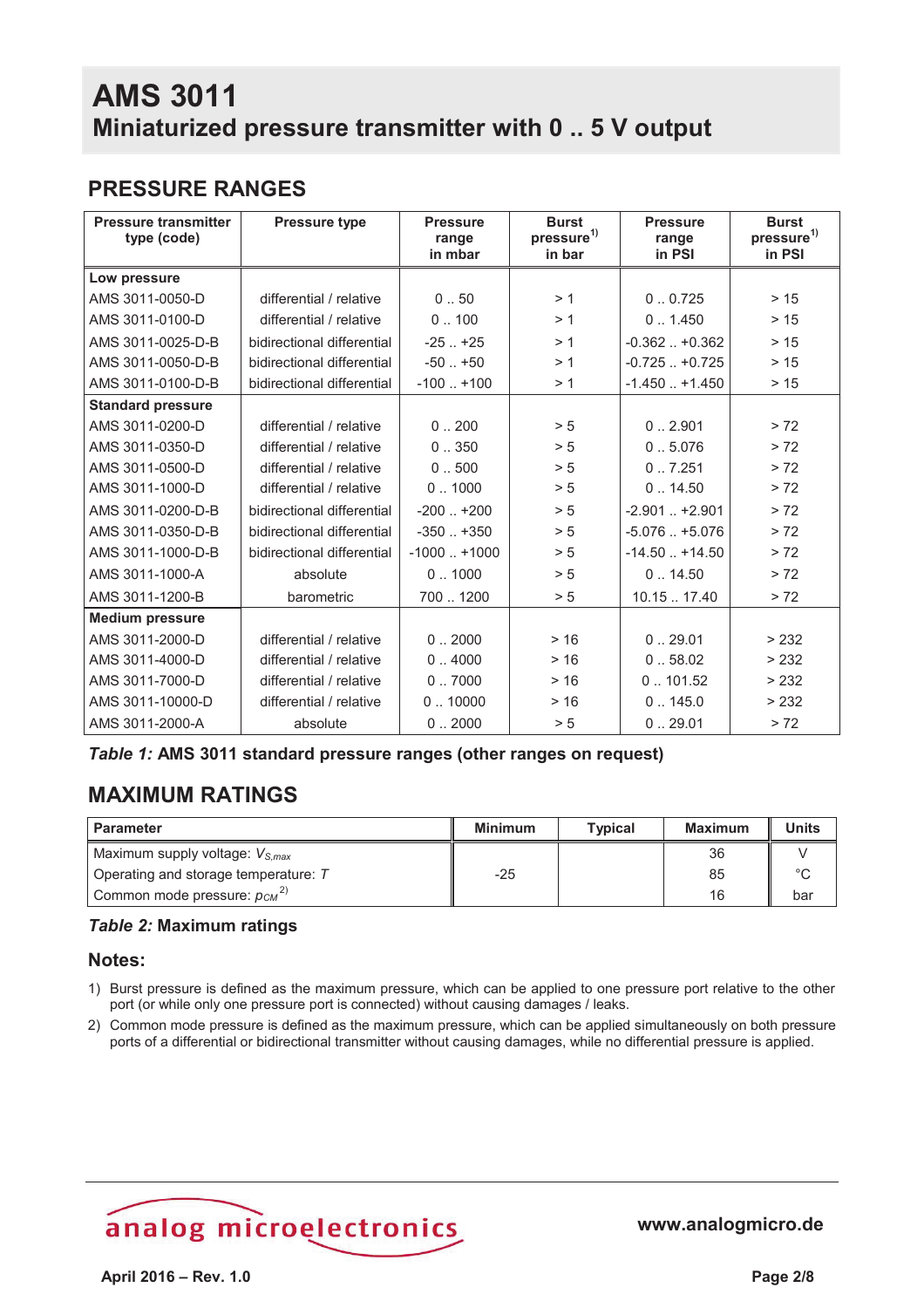# AMS 3011

## Miniaturized pressure transmitter with 0 .. 5 V output

## PRESSURE RANGES

| Pressure transmitter type (code) | Pressure type | Pressure range in mbar | Burst pressure[1] in bar | Pressure range in PSI | Burst pressure[1] in PSI |
|---|---|---|---|---|---|
| **Low pressure** | | | | | |
| AMS 3011-0050-D | differential / relative | 0 .. 50 | > 1 | 0 .. 0.725 | > 15 |
| AMS 3011-0100-D | differential / relative | 0 .. 100 | > 1 | 0 .. 1.450 | > 15 |
| AMS 3011-0025-D-B | bidirectional differential | -25 .. +25 | > 1 | -0.362 .. +0.362 | > 15 |
| AMS 3011-0050-D-B | bidirectional differential | -50 .. +50 | > 1 | -0.725 .. +0.725 | > 15 |
| AMS 3011-0100-D-B | bidirectional differential | -100 .. +100 | > 1 | -1.450 .. +1.450 | > 15 |
| **Standard pressure** | | | | | |
| AMS 3011-0200-D | differential / relative | 0 .. 200 | > 5 | 0 .. 2.901 | > 72 |
| AMS 3011-0350-D | differential / relative | 0 .. 350 | > 5 | 0 .. 5.076 | > 72 |
| AMS 3011-0500-D | differential / relative | 0 .. 500 | > 5 | 0 .. 7.251 | > 72 |
| AMS 3011-1000-D | differential / relative | 0 .. 1000 | > 5 | 0 .. 14.50 | > 72 |
| AMS 3011-0200-D-B | bidirectional differential | -200 .. +200 | > 5 | -2.901 .. +2.901 | > 72 |
| AMS 3011-0350-D-B | bidirectional differential | -350 .. +350 | > 5 | -5.076 .. +5.076 | > 72 |
| AMS 3011-1000-D-B | bidirectional differential | -1000 .. +1000 | > 5 | -14.50 .. +14.50 | > 72 |
| AMS 3011-1000-A | absolute | 0 .. 1000 | > 5 | 0 .. 14.50 | > 72 |
| AMS 3011-1200-B | barometric | 700 .. 1200 | > 5 | 10.15 .. 17.40 | > 72 |
| **Medium pressure** | | | | | |
| AMS 3011-2000-D | differential / relative | 0 .. 2000 | > 16 | 0 .. 29.01 | > 232 |
| AMS 3011-4000-D | differential / relative | 0 .. 4000 | > 16 | 0 .. 58.02 | > 232 |
| AMS 3011-7000-D | differential / relative | 0 .. 7000 | > 16 | 0 .. 101.52 | > 232 |
| AMS 3011-10000-D | differential / relative | 0 .. 10000 | > 16 | 0 .. 145.0 | > 232 |
| AMS 3011-2000-A | absolute | 0 .. 2000 | > 5 | 0 .. 29.01 | > 72 |

***Table 1:*** **AMS 3011 standard pressure ranges (other ranges on request)**

## MAXIMUM RATINGS

| Parameter | Minimum | Typical | Maximum | Units |
|---|---|---|---|---|
| Maximum supply voltage: $V_{S,max}$ | | | 36 | V |
| Operating and storage temperature: $T$ | -25 | | 85 | °C |
| Common mode pressure: $p_{CM}$[2] | | | 16 | bar |

***Table 2:*** **Maximum ratings**

### Notes:

1) Burst pressure is defined as the maximum pressure, which can be applied to one pressure port relative to the other port (or while only one pressure port is connected) without causing damages / leaks.
2) Common mode pressure is defined as the maximum pressure, which can be applied simultaneously on both pressure ports of a differential or bidirectional transmitter without causing damages, while no differential pressure is applied.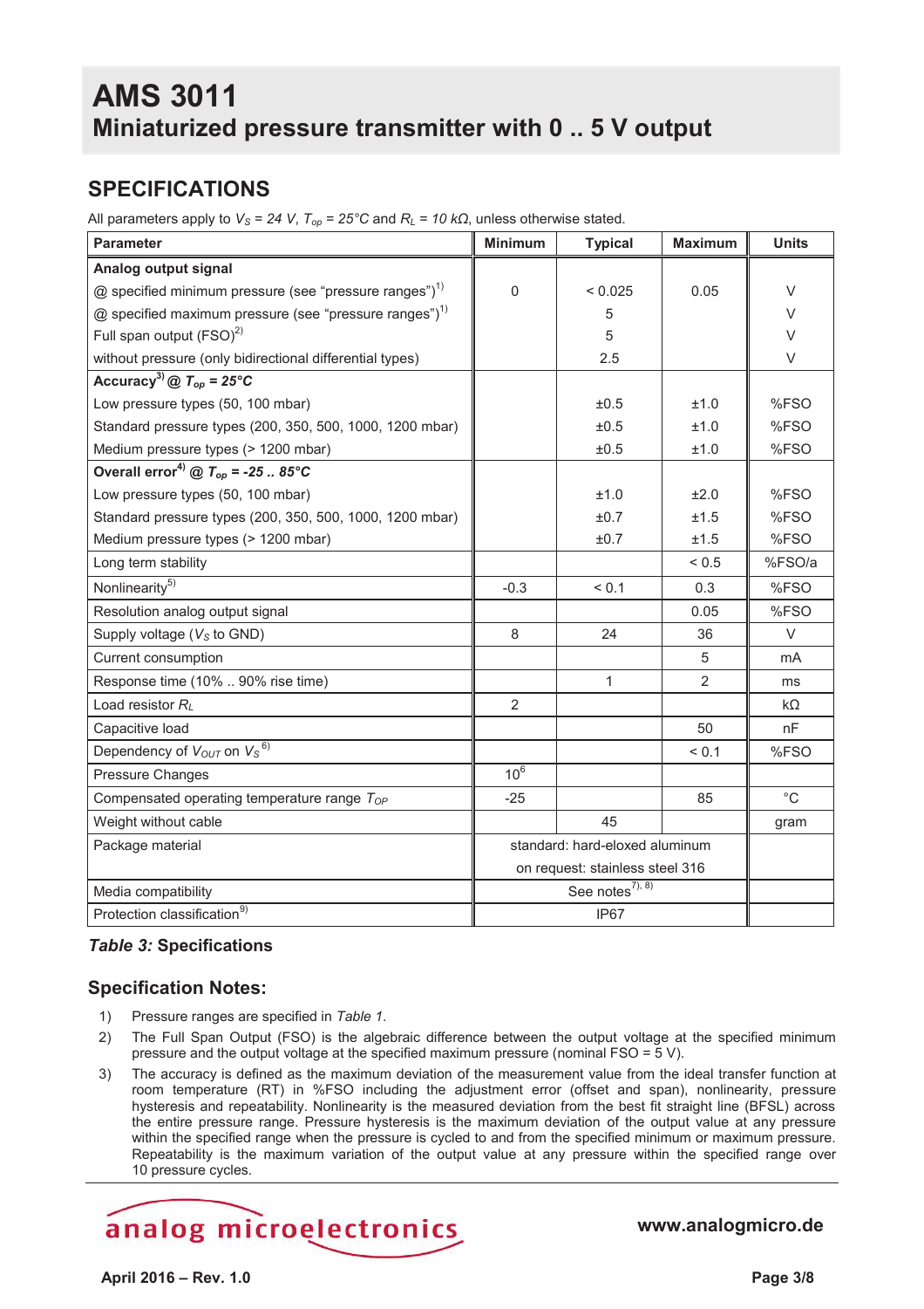# AMS 3011
## Miniaturized pressure transmitter with 0 .. 5 V output

## SPECIFICATIONS

All parameters apply to $V_S$ = 24 V, $T_{op}$ = 25°C and $R_L$ = 10 kΩ, unless otherwise stated.

| Parameter | Minimum | Typical | Maximum | Units |
|---|---|---|---|---|
| **Analog output signal** | | | | |
| @ specified minimum pressure (see "pressure ranges")[1] | 0 | < 0.025 | 0.05 | V |
| @ specified maximum pressure (see "pressure ranges")[1] | | 5 | | V |
| Full span output (FSO)[2] | | 5 | | V |
| without pressure (only bidirectional differential types) | | 2.5 | | V |
| **Accuracy[3] @ $T_{op}$ = 25°C** | | | | |
| Low pressure types (50, 100 mbar) | | ±0.5 | ±1.0 | %FSO |
| Standard pressure types (200, 350, 500, 1000, 1200 mbar) | | ±0.5 | ±1.0 | %FSO |
| Medium pressure types (> 1200 mbar) | | ±0.5 | ±1.0 | %FSO |
| **Overall error[4] @ $T_{op}$ = -25 .. 85°C** | | | | |
| Low pressure types (50, 100 mbar) | | ±1.0 | ±2.0 | %FSO |
| Standard pressure types (200, 350, 500, 1000, 1200 mbar) | | ±0.7 | ±1.5 | %FSO |
| Medium pressure types (> 1200 mbar) | | ±0.7 | ±1.5 | %FSO |
| Long term stability | | | < 0.5 | %FSO/a |
| Nonlinearity[5] | -0.3 | < 0.1 | 0.3 | %FSO |
| Resolution analog output signal | | | 0.05 | %FSO |
| Supply voltage ($V_S$ to GND) | 8 | 24 | 36 | V |
| Current consumption | | | 5 | mA |
| Response time (10% .. 90% rise time) | | 1 | 2 | ms |
| Load resistor $R_L$ | 2 | | | kΩ |
| Capacitive load | | | 50 | nF |
| Dependency of $V_{OUT}$ on $V_S$[6] | | | < 0.1 | %FSO |
| Pressure Changes | $10^6$ | | | |
| Compensated operating temperature range $T_{OP}$ | -25 | | 85 | °C |
| Weight without cable | | 45 | | gram |
| Package material | standard: hard-eloxed aluminum<br>on request: stainless steel 316 | | | |
| Media compatibility | See notes[7, 8] | | | |
| Protection classification[9] | IP67 | | | |

***Table 3:*** **Specifications**

### Specification Notes:

1) Pressure ranges are specified in *Table 1*.
2) The Full Span Output (FSO) is the algebraic difference between the output voltage at the specified minimum pressure and the output voltage at the specified maximum pressure (nominal FSO = 5 V).
3) The accuracy is defined as the maximum deviation of the measurement value from the ideal transfer function at room temperature (RT) in %FSO including the adjustment error (offset and span), nonlinearity, pressure hysteresis and repeatability. Nonlinearity is the measured deviation from the best fit straight line (BFSL) across the entire pressure range. Pressure hysteresis is the maximum deviation of the output value at any pressure within the specified range when the pressure is cycled to and from the specified minimum or maximum pressure. Repeatability is the maximum variation of the output value at any pressure within the specified range over 10 pressure cycles.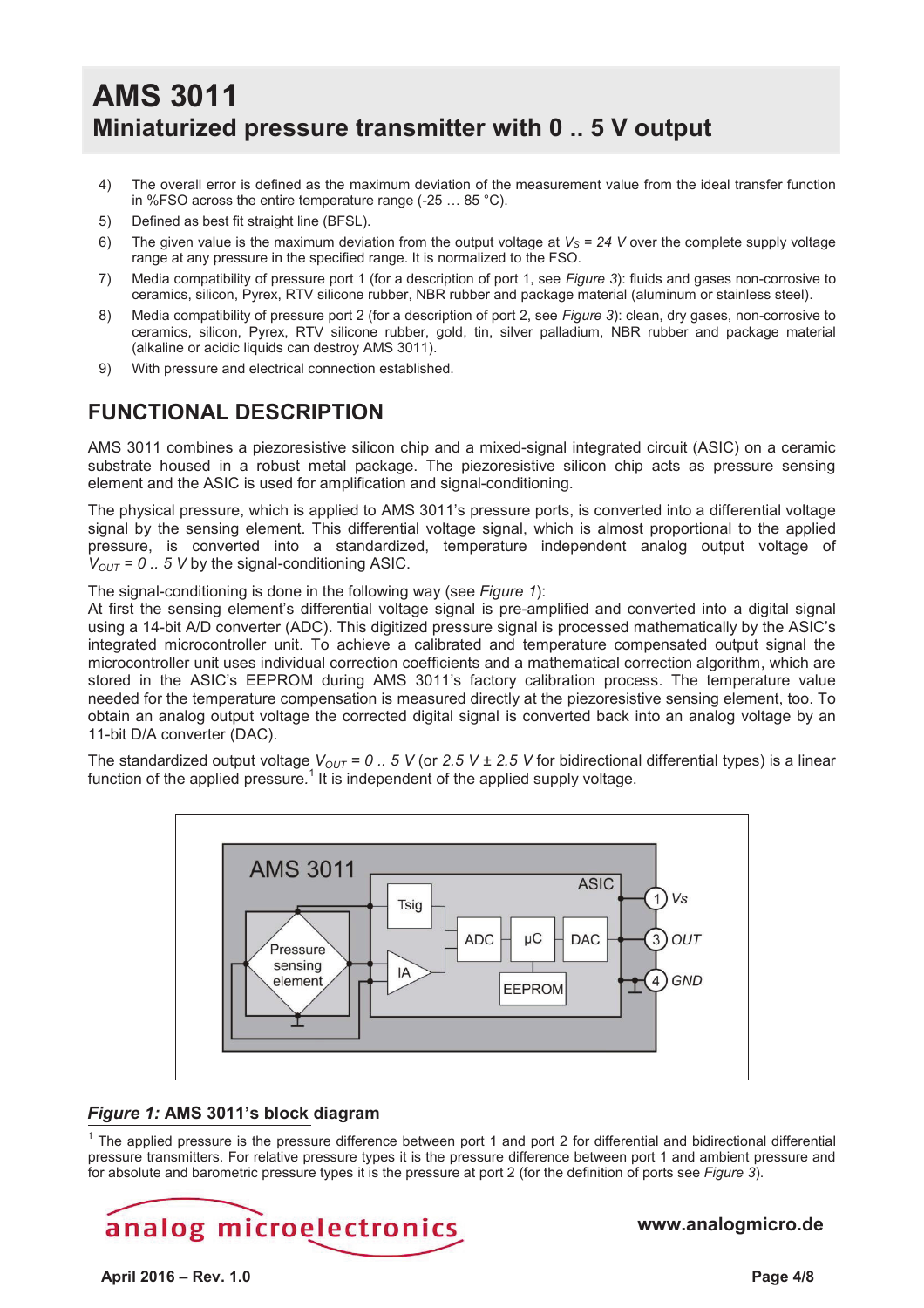4) The overall error is defined as the maximum deviation of the measurement value from the ideal transfer function in %FSO across the entire temperature range (-25 … 85 °C).
5) Defined as best fit straight line (BFSL).
6) The given value is the maximum deviation from the output voltage at $V_S = 24\ V$ over the complete supply voltage range at any pressure in the specified range. It is normalized to the FSO.
7) Media compatibility of pressure port 1 (for a description of port 1, see *Figure 3*): fluids and gases non-corrosive to ceramics, silicon, Pyrex, RTV silicone rubber, NBR rubber and package material (aluminum or stainless steel).
8) Media compatibility of pressure port 2 (for a description of port 2, see *Figure 3*): clean, dry gases, non-corrosive to ceramics, silicon, Pyrex, RTV silicone rubber, gold, tin, silver palladium, NBR rubber and package material (alkaline or acidic liquids can destroy AMS 3011).
9) With pressure and electrical connection established.

## FUNCTIONAL DESCRIPTION

AMS 3011 combines a piezoresistive silicon chip and a mixed-signal integrated circuit (ASIC) on a ceramic substrate housed in a robust metal package. The piezoresistive silicon chip acts as pressure sensing element and the ASIC is used for amplification and signal-conditioning.

The physical pressure, which is applied to AMS 3011's pressure ports, is converted into a differential voltage signal by the sensing element. This differential voltage signal, which is almost proportional to the applied pressure, is converted into a standardized, temperature independent analog output voltage of $V_{OUT} = 0\ ..\ 5\ V$ by the signal-conditioning ASIC.

The signal-conditioning is done in the following way (see *Figure 1*):
At first the sensing element's differential voltage signal is pre-amplified and converted into a digital signal using a 14-bit A/D converter (ADC). This digitized pressure signal is processed mathematically by the ASIC's integrated microcontroller unit. To achieve a calibrated and temperature compensated output signal the microcontroller unit uses individual correction coefficients and a mathematical correction algorithm, which are stored in the ASIC's EEPROM during AMS 3011's factory calibration process. The temperature value needed for the temperature compensation is measured directly at the piezoresistive sensing element, too. To obtain an analog output voltage the corrected digital signal is converted back into an analog voltage by an 11-bit D/A converter (DAC).

The standardized output voltage $V_{OUT} = 0\ ..\ 5\ V$ (or $2.5\ V \pm 2.5\ V$ for bidirectional differential types) is a linear function of the applied pressure.[1] It is independent of the applied supply voltage.

***Figure 1:*** **AMS 3011's block diagram**

[1] The applied pressure is the pressure difference between port 1 and port 2 for differential and bidirectional differential pressure transmitters. For relative pressure types it is the pressure difference between port 1 and ambient pressure and for absolute and barometric pressure types it is the pressure at port 2 (for the definition of ports see *Figure 3*).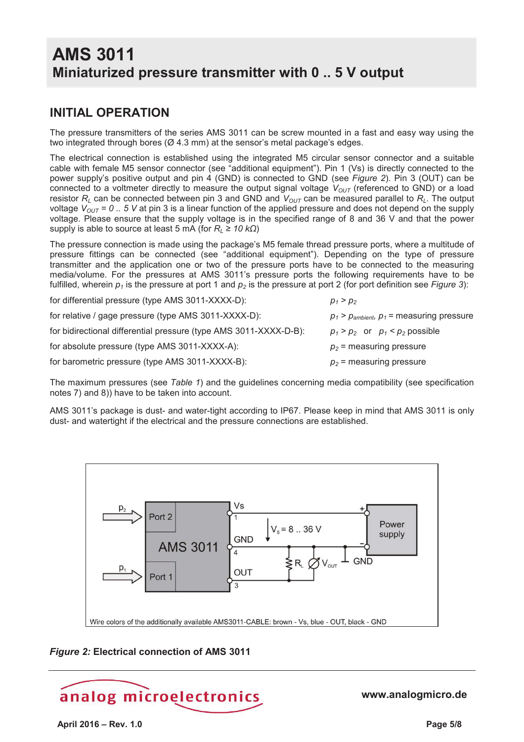# AMS 3011

## Miniaturized pressure transmitter with 0 .. 5 V output

## INITIAL OPERATION

The pressure transmitters of the series AMS 3011 can be screw mounted in a fast and easy way using the two integrated through bores (Ø 4.3 mm) at the sensor's metal package's edges.

The electrical connection is established using the integrated M5 circular sensor connector and a suitable cable with female M5 sensor connector (see "additional equipment"). Pin 1 (Vs) is directly connected to the power supply's positive output and pin 4 (GND) is connected to GND (see *Figure 2*). Pin 3 (OUT) can be connected to a voltmeter directly to measure the output signal voltage $V_{OUT}$ (referenced to GND) or a load resistor $R_L$ can be connected between pin 3 and GND and $V_{OUT}$ can be measured parallel to $R_L$. The output voltage $V_{OUT} = 0 .. 5\ V$ at pin 3 is a linear function of the applied pressure and does not depend on the supply voltage. Please ensure that the supply voltage is in the specified range of 8 and 36 V and that the power supply is able to source at least 5 mA (for $R_L \geq 10\ k\Omega$)

The pressure connection is made using the package's M5 female thread pressure ports, where a multitude of pressure fittings can be connected (see "additional equipment"). Depending on the type of pressure transmitter and the application one or two of the pressure ports have to be connected to the measuring media/volume. For the pressures at AMS 3011's pressure ports the following requirements have to be fulfilled, wherein $p_1$ is the pressure at port 1 and $p_2$ is the pressure at port 2 (for port definition see *Figure 3*):

| | |
|---|---|
| for differential pressure (type AMS 3011-XXXX-D): | $p_1 > p_2$ |
| for relative / gage pressure (type AMS 3011-XXXX-D): | $p_1 > p_{ambient}$, $p_1$ = measuring pressure |
| for bidirectional differential pressure (type AMS 3011-XXXX-D-B): | $p_1 > p_2$ or $p_1 < p_2$ possible |
| for absolute pressure (type AMS 3011-XXXX-A): | $p_2$ = measuring pressure |
| for barometric pressure (type AMS 3011-XXXX-B): | $p_2$ = measuring pressure |

The maximum pressures (see *Table 1*) and the guidelines concerning media compatibility (see specification notes 7) and 8)) have to be taken into account.

AMS 3011's package is dust- and water-tight according to IP67. Please keep in mind that AMS 3011 is only dust- and watertight if the electrical and the pressure connections are established.

Wire colors of the additionally available AMS3011-CABLE: brown - Vs, blue - OUT, black - GND

***Figure 2:*** **Electrical connection of AMS 3011**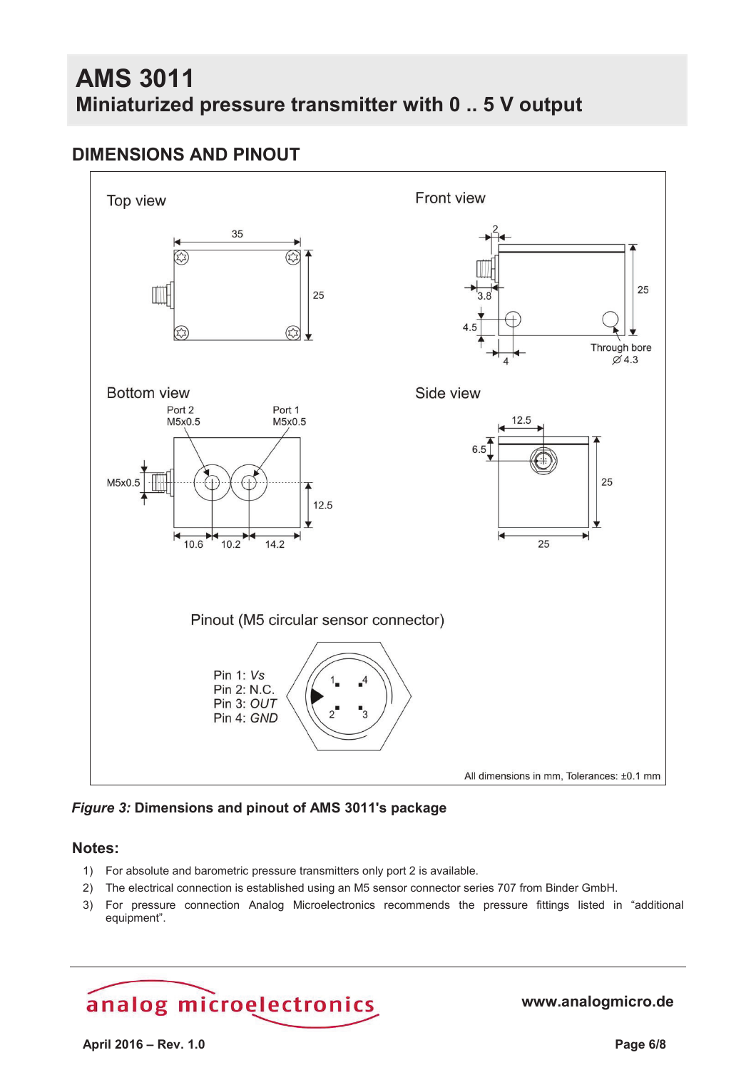# AMS 3011

## Miniaturized pressure transmitter with 0 .. 5 V output

## DIMENSIONS AND PINOUT

Top view

Front view

Bottom view

Side view

Pinout (M5 circular sensor connector)

Pin 1: *Vs*
Pin 2: N.C.
Pin 3: *OUT*
Pin 4: *GND*

All dimensions in mm, Tolerances: ±0.1 mm

***Figure 3:*** **Dimensions and pinout of AMS 3011's package**

### Notes:

1) For absolute and barometric pressure transmitters only port 2 is available.
2) The electrical connection is established using an M5 sensor connector series 707 from Binder GmbH.
3) For pressure connection Analog Microelectronics recommends the pressure fittings listed in "additional equipment".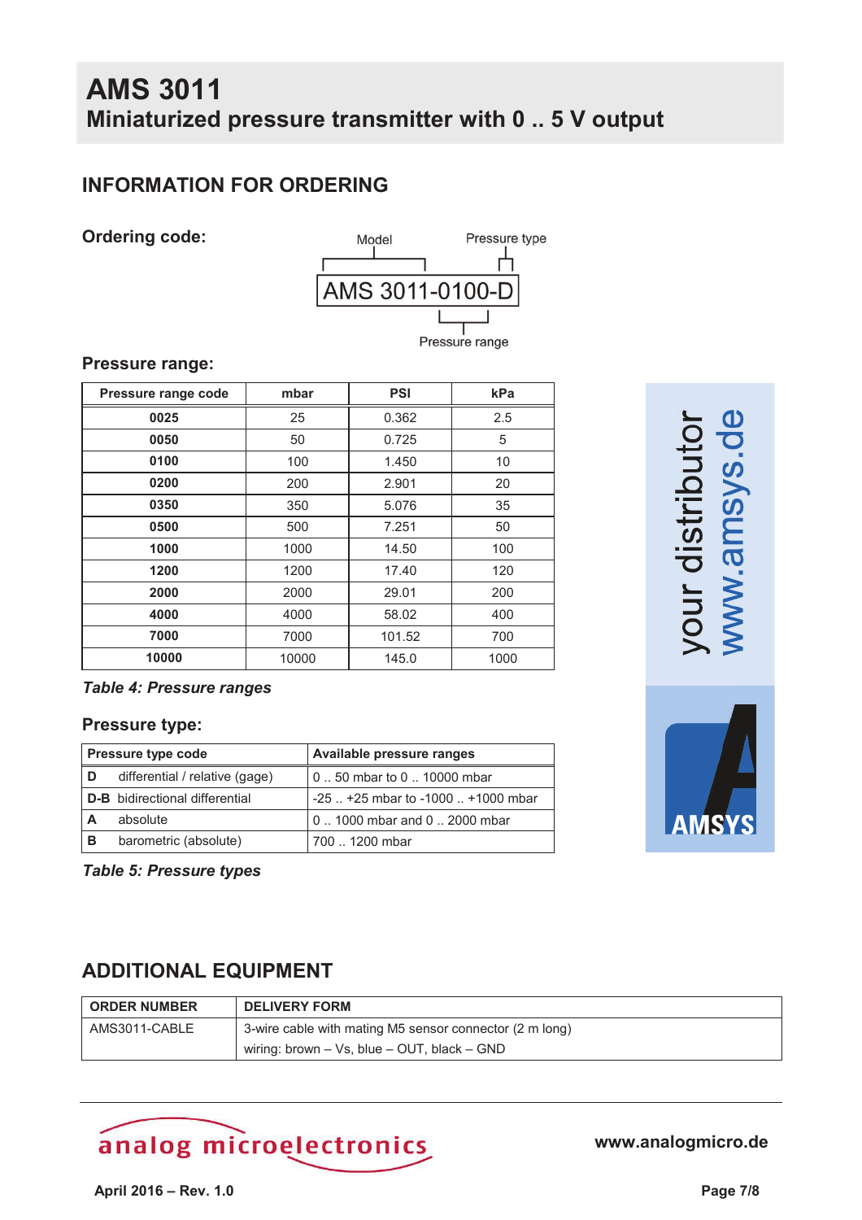# AMS 3011
## Miniaturized pressure transmitter with 0 .. 5 V output

## INFORMATION FOR ORDERING

### Ordering code:

Model — Pressure type

AMS 3011-0100-D

Pressure range

### Pressure range:

| Pressure range code | mbar | PSI | kPa |
|---|---|---|---|
| **0025** | 25 | 0.362 | 2.5 |
| **0050** | 50 | 0.725 | 5 |
| **0100** | 100 | 1.450 | 10 |
| **0200** | 200 | 2.901 | 20 |
| **0350** | 350 | 5.076 | 35 |
| **0500** | 500 | 7.251 | 50 |
| **1000** | 1000 | 14.50 | 100 |
| **1200** | 1200 | 17.40 | 120 |
| **2000** | 2000 | 29.01 | 200 |
| **4000** | 4000 | 58.02 | 400 |
| **7000** | 7000 | 101.52 | 700 |
| **10000** | 10000 | 145.0 | 1000 |

*Table 4: Pressure ranges*

### Pressure type:

| Pressure type code | | Available pressure ranges |
|---|---|---|
| **D** | differential / relative (gage) | 0 .. 50 mbar to 0 .. 10000 mbar |
| **D-B** | bidirectional differential | -25 .. +25 mbar to -1000 .. +1000 mbar |
| **A** | absolute | 0 .. 1000 mbar and 0 .. 2000 mbar |
| **B** | barometric (absolute) | 700 .. 1200 mbar |

*Table 5: Pressure types*

your distributor
www.amsys.de

AMSYS

## ADDITIONAL EQUIPMENT

| ORDER NUMBER | DELIVERY FORM |
|---|---|
| AMS3011-CABLE | 3-wire cable with mating M5 sensor connector (2 m long)<br>wiring: brown – Vs, blue – OUT, black – GND |

analog microelectronics

www.analogmicro.de

April 2016 – Rev. 1.0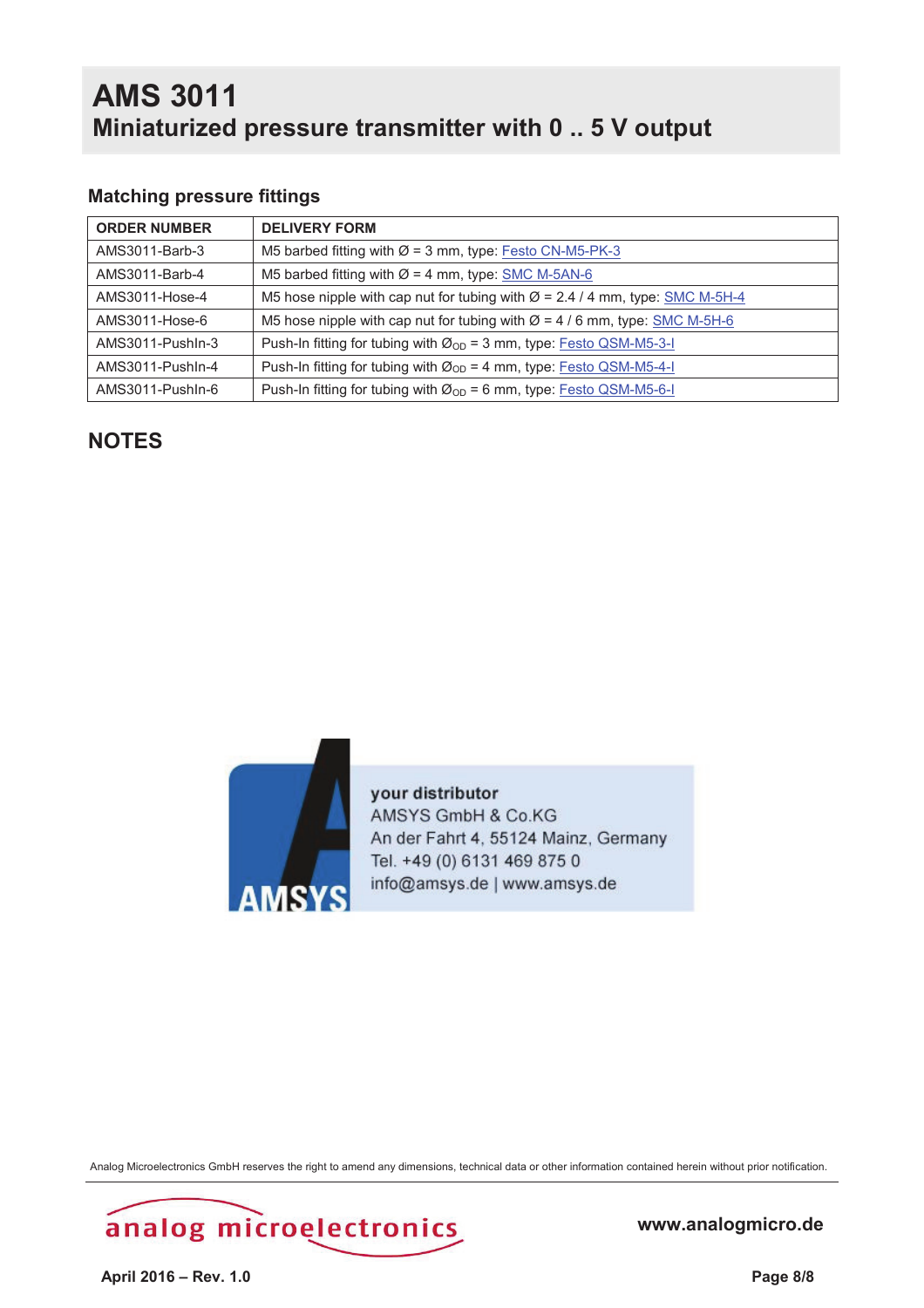# AMS 3011

## Miniaturized pressure transmitter with 0 .. 5 V output

### Matching pressure fittings

| ORDER NUMBER | DELIVERY FORM |
|---|---|
| AMS3011-Barb-3 | M5 barbed fitting with Ø = 3 mm, type: Festo CN-M5-PK-3 |
| AMS3011-Barb-4 | M5 barbed fitting with Ø = 4 mm, type: SMC M-5AN-6 |
| AMS3011-Hose-4 | M5 hose nipple with cap nut for tubing with Ø = 2.4 / 4 mm, type: SMC M-5H-4 |
| AMS3011-Hose-6 | M5 hose nipple with cap nut for tubing with Ø = 4 / 6 mm, type: SMC M-5H-6 |
| AMS3011-PushIn-3 | Push-In fitting for tubing with $Ø_{OD}$ = 3 mm, type: Festo QSM-M5-3-I |
| AMS3011-PushIn-4 | Push-In fitting for tubing with $Ø_{OD}$ = 4 mm, type: Festo QSM-M5-4-I |
| AMS3011-PushIn-6 | Push-In fitting for tubing with $Ø_{OD}$ = 6 mm, type: Festo QSM-M5-6-I |

## NOTES

AMSYS

**your distributor**
AMSYS GmbH & Co.KG
An der Fahrt 4, 55124 Mainz, Germany
Tel. +49 (0) 6131 469 875 0
info@amsys.de | www.amsys.de

Analog Microelectronics GmbH reserves the right to amend any dimensions, technical data or other information contained herein without prior notification.

analog microelectronics

**www.analogmicro.de**

**April 2016 – Rev. 1.0**